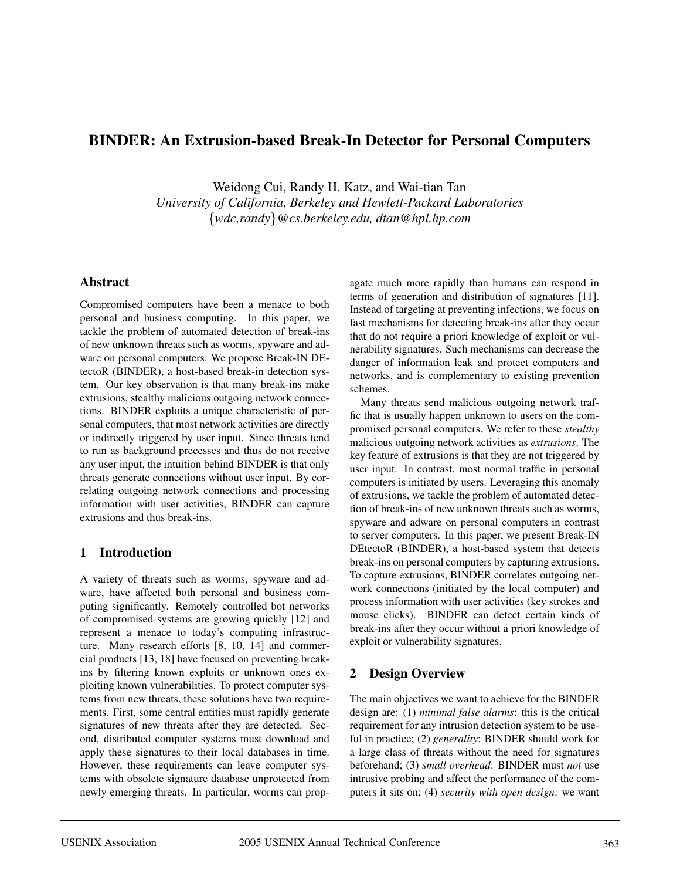# BINDER: An Extrusion-based Break-In Detector for Personal Computers

Weidong Cui, Randy H. Katz, and Wai-tian Tan
*University of California, Berkeley and Hewlett-Packard Laboratories*
*{wdc,randy}@cs.berkeley.edu, dtan@hpl.hp.com*

## Abstract

Compromised computers have been a menace to both personal and business computing. In this paper, we tackle the problem of automated detection of break-ins of new unknown threats such as worms, spyware and adware on personal computers. We propose Break-IN DEtectoR (BINDER), a host-based break-in detection system. Our key observation is that many break-ins make extrusions, stealthy malicious outgoing network connections. BINDER exploits a unique characteristic of personal computers, that most network activities are directly or indirectly triggered by user input. Since threats tend to run as background precesses and thus do not receive any user input, the intuition behind BINDER is that only threats generate connections without user input. By correlating outgoing network connections and processing information with user activities, BINDER can capture extrusions and thus break-ins.

## 1 Introduction

A variety of threats such as worms, spyware and adware, have affected both personal and business computing significantly. Remotely controlled bot networks of compromised systems are growing quickly [12] and represent a menace to today's computing infrastructure. Many research efforts [8, 10, 14] and commercial products [13, 18] have focused on preventing break-ins by filtering known exploits or unknown ones exploiting known vulnerabilities. To protect computer systems from new threats, these solutions have two requirements. First, some central entities must rapidly generate signatures of new threats after they are detected. Second, distributed computer systems must download and apply these signatures to their local databases in time. However, these requirements can leave computer systems with obsolete signature database unprotected from newly emerging threats. In particular, worms can propagate much more rapidly than humans can respond in terms of generation and distribution of signatures [11]. Instead of targeting at preventing infections, we focus on fast mechanisms for detecting break-ins after they occur that do not require a priori knowledge of exploit or vulnerability signatures. Such mechanisms can decrease the danger of information leak and protect computers and networks, and is complementary to existing prevention schemes.

Many threats send malicious outgoing network traffic that is usually happen unknown to users on the compromised personal computers. We refer to these *stealthy* malicious outgoing network activities as *extrusions*. The key feature of extrusions is that they are not triggered by user input. In contrast, most normal traffic in personal computers is initiated by users. Leveraging this anomaly of extrusions, we tackle the problem of automated detection of break-ins of new unknown threats such as worms, spyware and adware on personal computers in contrast to server computers. In this paper, we present Break-IN DEtectoR (BINDER), a host-based system that detects break-ins on personal computers by capturing extrusions. To capture extrusions, BINDER correlates outgoing network connections (initiated by the local computer) and process information with user activities (key strokes and mouse clicks). BINDER can detect certain kinds of break-ins after they occur without a priori knowledge of exploit or vulnerability signatures.

## 2 Design Overview

The main objectives we want to achieve for the BINDER design are: (1) *minimal false alarms*: this is the critical requirement for any intrusion detection system to be useful in practice; (2) *generality*: BINDER should work for a large class of threats without the need for signatures beforehand; (3) *small overhead*: BINDER must *not* use intrusive probing and affect the performance of the computers it sits on; (4) *security with open design*: we want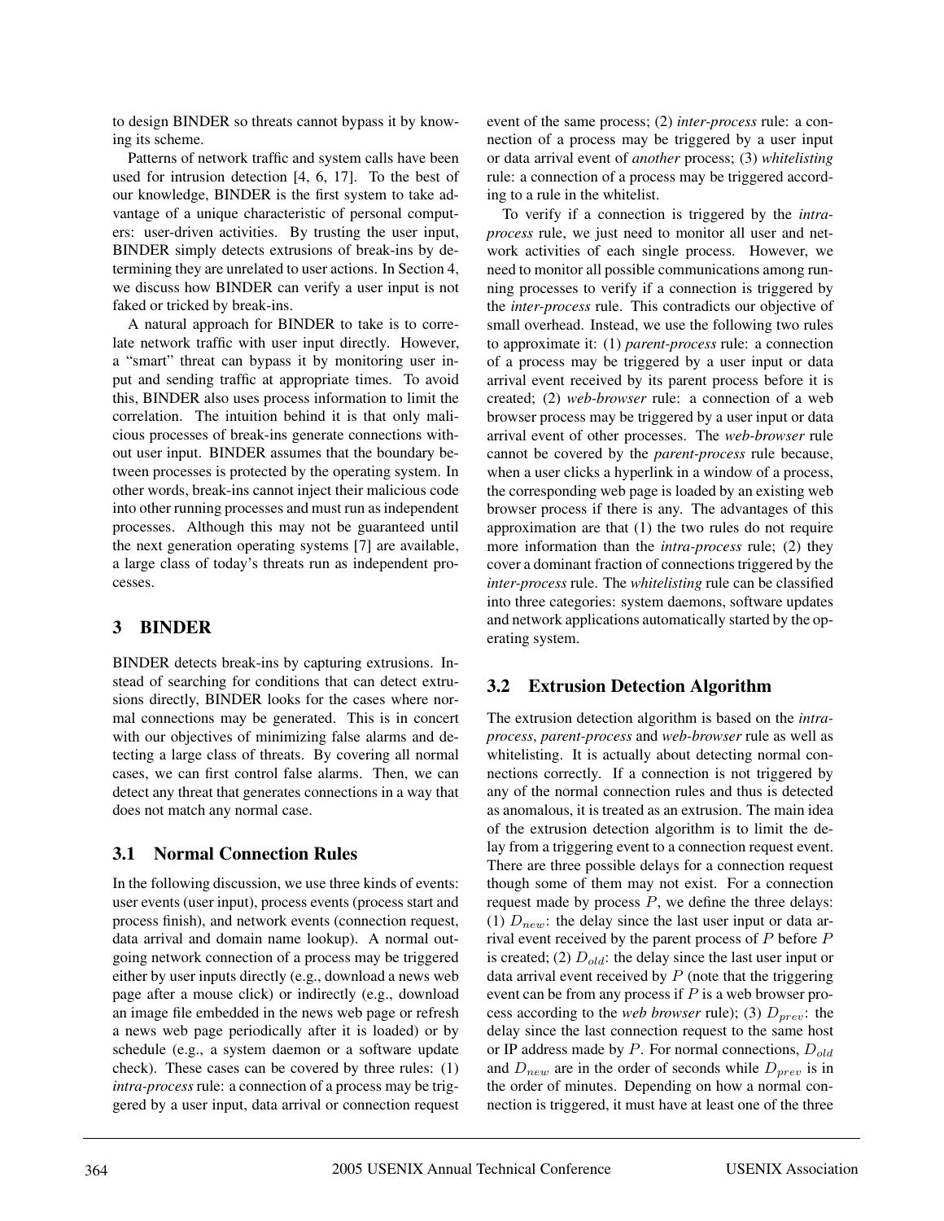to design BINDER so threats cannot bypass it by knowing its scheme.

Patterns of network traffic and system calls have been used for intrusion detection [4, 6, 17]. To the best of our knowledge, BINDER is the first system to take advantage of a unique characteristic of personal computers: user-driven activities. By trusting the user input, BINDER simply detects extrusions of break-ins by determining they are unrelated to user actions. In Section 4, we discuss how BINDER can verify a user input is not faked or tricked by break-ins.

A natural approach for BINDER to take is to correlate network traffic with user input directly. However, a "smart" threat can bypass it by monitoring user input and sending traffic at appropriate times. To avoid this, BINDER also uses process information to limit the correlation. The intuition behind it is that only malicious processes of break-ins generate connections without user input. BINDER assumes that the boundary between processes is protected by the operating system. In other words, break-ins cannot inject their malicious code into other running processes and must run as independent processes. Although this may not be guaranteed until the next generation operating systems [7] are available, a large class of today's threats run as independent processes.

## 3 BINDER

BINDER detects break-ins by capturing extrusions. Instead of searching for conditions that can detect extrusions directly, BINDER looks for the cases where normal connections may be generated. This is in concert with our objectives of minimizing false alarms and detecting a large class of threats. By covering all normal cases, we can first control false alarms. Then, we can detect any threat that generates connections in a way that does not match any normal case.

### 3.1 Normal Connection Rules

In the following discussion, we use three kinds of events: user events (user input), process events (process start and process finish), and network events (connection request, data arrival and domain name lookup). A normal outgoing network connection of a process may be triggered either by user inputs directly (e.g., download a news web page after a mouse click) or indirectly (e.g., download an image file embedded in the news web page or refresh a news web page periodically after it is loaded) or by schedule (e.g., a system daemon or a software update check). These cases can be covered by three rules: (1) *intra-process* rule: a connection of a process may be triggered by a user input, data arrival or connection request event of the same process; (2) *inter-process* rule: a connection of a process may be triggered by a user input or data arrival event of *another* process; (3) *whitelisting* rule: a connection of a process may be triggered according to a rule in the whitelist.

To verify if a connection is triggered by the *intra-process* rule, we just need to monitor all user and network activities of each single process. However, we need to monitor all possible communications among running processes to verify if a connection is triggered by the *inter-process* rule. This contradicts our objective of small overhead. Instead, we use the following two rules to approximate it: (1) *parent-process* rule: a connection of a process may be triggered by a user input or data arrival event received by its parent process before it is created; (2) *web-browser* rule: a connection of a web browser process may be triggered by a user input or data arrival event of other processes. The *web-browser* rule cannot be covered by the *parent-process* rule because, when a user clicks a hyperlink in a window of a process, the corresponding web page is loaded by an existing web browser process if there is any. The advantages of this approximation are that (1) the two rules do not require more information than the *intra-process* rule; (2) they cover a dominant fraction of connections triggered by the *inter-process* rule. The *whitelisting* rule can be classified into three categories: system daemons, software updates and network applications automatically started by the operating system.

### 3.2 Extrusion Detection Algorithm

The extrusion detection algorithm is based on the *intra-process*, *parent-process* and *web-browser* rule as well as whitelisting. It is actually about detecting normal connections correctly. If a connection is not triggered by any of the normal connection rules and thus is detected as anomalous, it is treated as an extrusion. The main idea of the extrusion detection algorithm is to limit the delay from a triggering event to a connection request event. There are three possible delays for a connection request though some of them may not exist. For a connection request made by process $P$, we define the three delays: (1) $D_{new}$: the delay since the last user input or data arrival event received by the parent process of $P$ before $P$ is created; (2) $D_{old}$: the delay since the last user input or data arrival event received by $P$ (note that the triggering event can be from any process if $P$ is a web browser process according to the *web browser* rule); (3) $D_{prev}$: the delay since the last connection request to the same host or IP address made by $P$. For normal connections, $D_{old}$ and $D_{new}$ are in the order of seconds while $D_{prev}$ is in the order of minutes. Depending on how a normal connection is triggered, it must have at least one of the three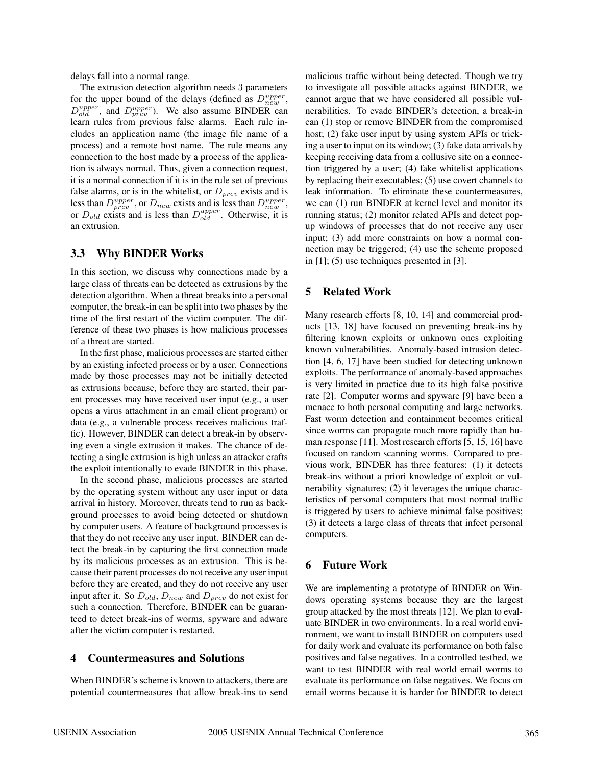delays fall into a normal range.

The extrusion detection algorithm needs 3 parameters for the upper bound of the delays (defined as $D_{new}^{upper}$, $D_{old}^{upper}$, and $D_{prev}^{upper}$). We also assume BINDER can learn rules from previous false alarms. Each rule includes an application name (the image file name of a process) and a remote host name. The rule means any connection to the host made by a process of the application is always normal. Thus, given a connection request, it is a normal connection if it is in the rule set of previous false alarms, or is in the whitelist, or $D_{prev}$ exists and is less than $D_{prev}^{upper}$, or $D_{new}$ exists and is less than $D_{new}^{upper}$, or $D_{old}$ exists and is less than $D_{old}^{upper}$. Otherwise, it is an extrusion.

### 3.3 Why BINDER Works

In this section, we discuss why connections made by a large class of threats can be detected as extrusions by the detection algorithm. When a threat breaks into a personal computer, the break-in can be split into two phases by the time of the first restart of the victim computer. The difference of these two phases is how malicious processes of a threat are started.

In the first phase, malicious processes are started either by an existing infected process or by a user. Connections made by those processes may not be initially detected as extrusions because, before they are started, their parent processes may have received user input (e.g., a user opens a virus attachment in an email client program) or data (e.g., a vulnerable process receives malicious traffic). However, BINDER can detect a break-in by observing even a single extrusion it makes. The chance of detecting a single extrusion is high unless an attacker crafts the exploit intentionally to evade BINDER in this phase.

In the second phase, malicious processes are started by the operating system without any user input or data arrival in history. Moreover, threats tend to run as background processes to avoid being detected or shutdown by computer users. A feature of background processes is that they do not receive any user input. BINDER can detect the break-in by capturing the first connection made by its malicious processes as an extrusion. This is because their parent processes do not receive any user input before they are created, and they do not receive any user input after it. So $D_{old}$, $D_{new}$ and $D_{prev}$ do not exist for such a connection. Therefore, BINDER can be guaranteed to detect break-ins of worms, spyware and adware after the victim computer is restarted.

## 4 Countermeasures and Solutions

When BINDER's scheme is known to attackers, there are potential countermeasures that allow break-ins to send malicious traffic without being detected. Though we try to investigate all possible attacks against BINDER, we cannot argue that we have considered all possible vulnerabilities. To evade BINDER's detection, a break-in can (1) stop or remove BINDER from the compromised host; (2) fake user input by using system APIs or tricking a user to input on its window; (3) fake data arrivals by keeping receiving data from a collusive site on a connection triggered by a user; (4) fake whitelist applications by replacing their executables; (5) use covert channels to leak information. To eliminate these countermeasures, we can (1) run BINDER at kernel level and monitor its running status; (2) monitor related APIs and detect popup windows of processes that do not receive any user input; (3) add more constraints on how a normal connection may be triggered; (4) use the scheme proposed in [1]; (5) use techniques presented in [3].

## 5 Related Work

Many research efforts [8, 10, 14] and commercial products [13, 18] have focused on preventing break-ins by filtering known exploits or unknown ones exploiting known vulnerabilities. Anomaly-based intrusion detection [4, 6, 17] have been studied for detecting unknown exploits. The performance of anomaly-based approaches is very limited in practice due to its high false positive rate [2]. Computer worms and spyware [9] have been a menace to both personal computing and large networks. Fast worm detection and containment becomes critical since worms can propagate much more rapidly than human response [11]. Most research efforts [5, 15, 16] have focused on random scanning worms. Compared to previous work, BINDER has three features: (1) it detects break-ins without a priori knowledge of exploit or vulnerability signatures; (2) it leverages the unique characteristics of personal computers that most normal traffic is triggered by users to achieve minimal false positives; (3) it detects a large class of threats that infect personal computers.

## 6 Future Work

We are implementing a prototype of BINDER on Windows operating systems because they are the largest group attacked by the most threats [12]. We plan to evaluate BINDER in two environments. In a real world environment, we want to install BINDER on computers used for daily work and evaluate its performance on both false positives and false negatives. In a controlled testbed, we want to test BINDER with real world email worms to evaluate its performance on false negatives. We focus on email worms because it is harder for BINDER to detect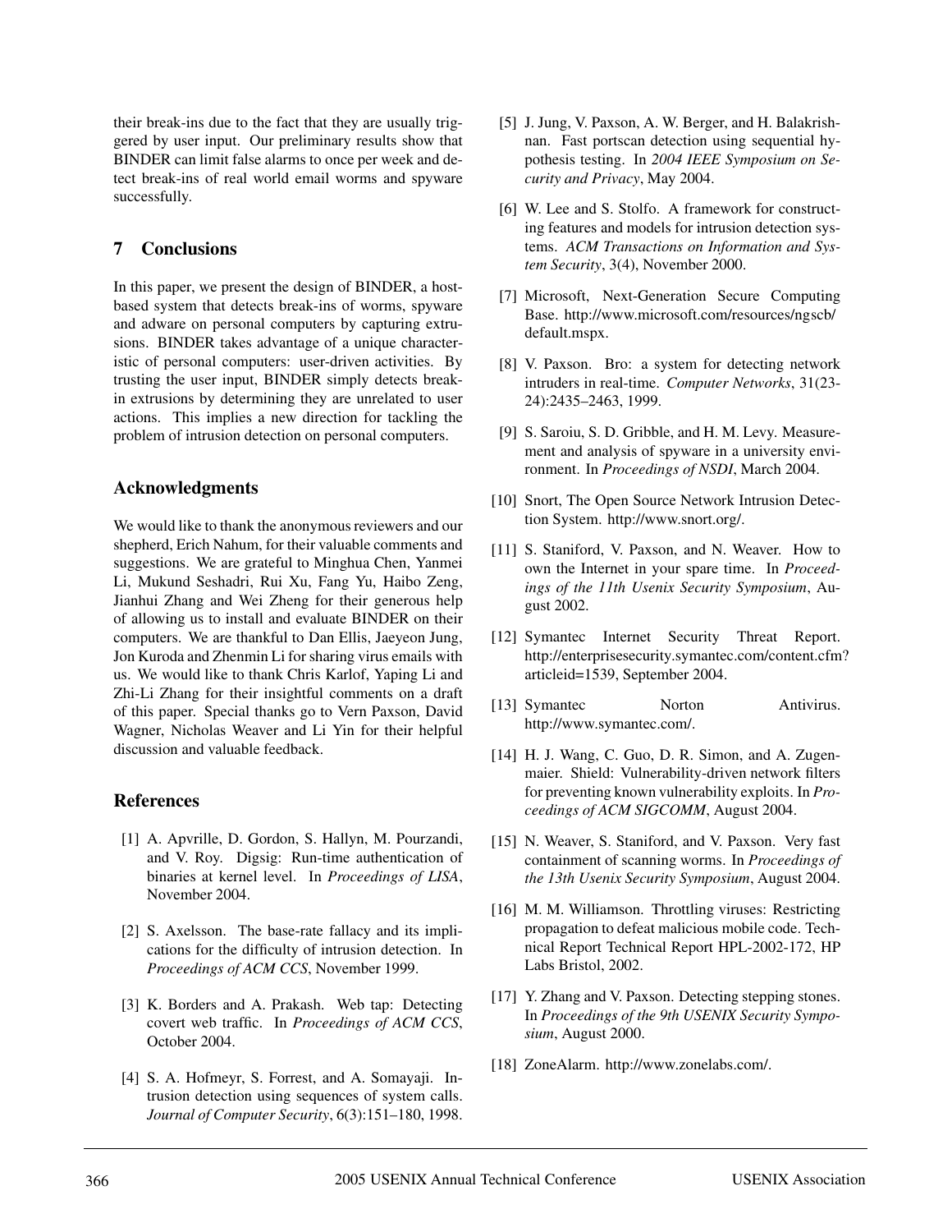their break-ins due to the fact that they are usually triggered by user input. Our preliminary results show that BINDER can limit false alarms to once per week and detect break-ins of real world email worms and spyware successfully.

## 7 Conclusions

In this paper, we present the design of BINDER, a host-based system that detects break-ins of worms, spyware and adware on personal computers by capturing extrusions. BINDER takes advantage of a unique characteristic of personal computers: user-driven activities. By trusting the user input, BINDER simply detects break-in extrusions by determining they are unrelated to user actions. This implies a new direction for tackling the problem of intrusion detection on personal computers.

## Acknowledgments

We would like to thank the anonymous reviewers and our shepherd, Erich Nahum, for their valuable comments and suggestions. We are grateful to Minghua Chen, Yanmei Li, Mukund Seshadri, Rui Xu, Fang Yu, Haibo Zeng, Jianhui Zhang and Wei Zheng for their generous help of allowing us to install and evaluate BINDER on their computers. We are thankful to Dan Ellis, Jaeyeon Jung, Jon Kuroda and Zhenmin Li for sharing virus emails with us. We would like to thank Chris Karlof, Yaping Li and Zhi-Li Zhang for their insightful comments on a draft of this paper. Special thanks go to Vern Paxson, David Wagner, Nicholas Weaver and Li Yin for their helpful discussion and valuable feedback.

## References

[1] A. Apvrille, D. Gordon, S. Hallyn, M. Pourzandi, and V. Roy. Digsig: Run-time authentication of binaries at kernel level. In *Proceedings of LISA*, November 2004.

[2] S. Axelsson. The base-rate fallacy and its implications for the difficulty of intrusion detection. In *Proceedings of ACM CCS*, November 1999.

[3] K. Borders and A. Prakash. Web tap: Detecting covert web traffic. In *Proceedings of ACM CCS*, October 2004.

[4] S. A. Hofmeyr, S. Forrest, and A. Somayaji. Intrusion detection using sequences of system calls. *Journal of Computer Security*, 6(3):151–180, 1998.

[5] J. Jung, V. Paxson, A. W. Berger, and H. Balakrishnan. Fast portscan detection using sequential hypothesis testing. In *2004 IEEE Symposium on Security and Privacy*, May 2004.

[6] W. Lee and S. Stolfo. A framework for constructing features and models for intrusion detection systems. *ACM Transactions on Information and System Security*, 3(4), November 2000.

[7] Microsoft, Next-Generation Secure Computing Base. http://www.microsoft.com/resources/ngscb/default.mspx.

[8] V. Paxson. Bro: a system for detecting network intruders in real-time. *Computer Networks*, 31(23-24):2435–2463, 1999.

[9] S. Saroiu, S. D. Gribble, and H. M. Levy. Measurement and analysis of spyware in a university environment. In *Proceedings of NSDI*, March 2004.

[10] Snort, The Open Source Network Intrusion Detection System. http://www.snort.org/.

[11] S. Staniford, V. Paxson, and N. Weaver. How to own the Internet in your spare time. In *Proceedings of the 11th Usenix Security Symposium*, August 2002.

[12] Symantec Internet Security Threat Report. http://enterprisesecurity.symantec.com/content.cfm?articleid=1539, September 2004.

[13] Symantec Norton Antivirus. http://www.symantec.com/.

[14] H. J. Wang, C. Guo, D. R. Simon, and A. Zugenmaier. Shield: Vulnerability-driven network filters for preventing known vulnerability exploits. In *Proceedings of ACM SIGCOMM*, August 2004.

[15] N. Weaver, S. Staniford, and V. Paxson. Very fast containment of scanning worms. In *Proceedings of the 13th Usenix Security Symposium*, August 2004.

[16] M. M. Williamson. Throttling viruses: Restricting propagation to defeat malicious mobile code. Technical Report Technical Report HPL-2002-172, HP Labs Bristol, 2002.

[17] Y. Zhang and V. Paxson. Detecting stepping stones. In *Proceedings of the 9th USENIX Security Symposium*, August 2000.

[18] ZoneAlarm. http://www.zonelabs.com/.